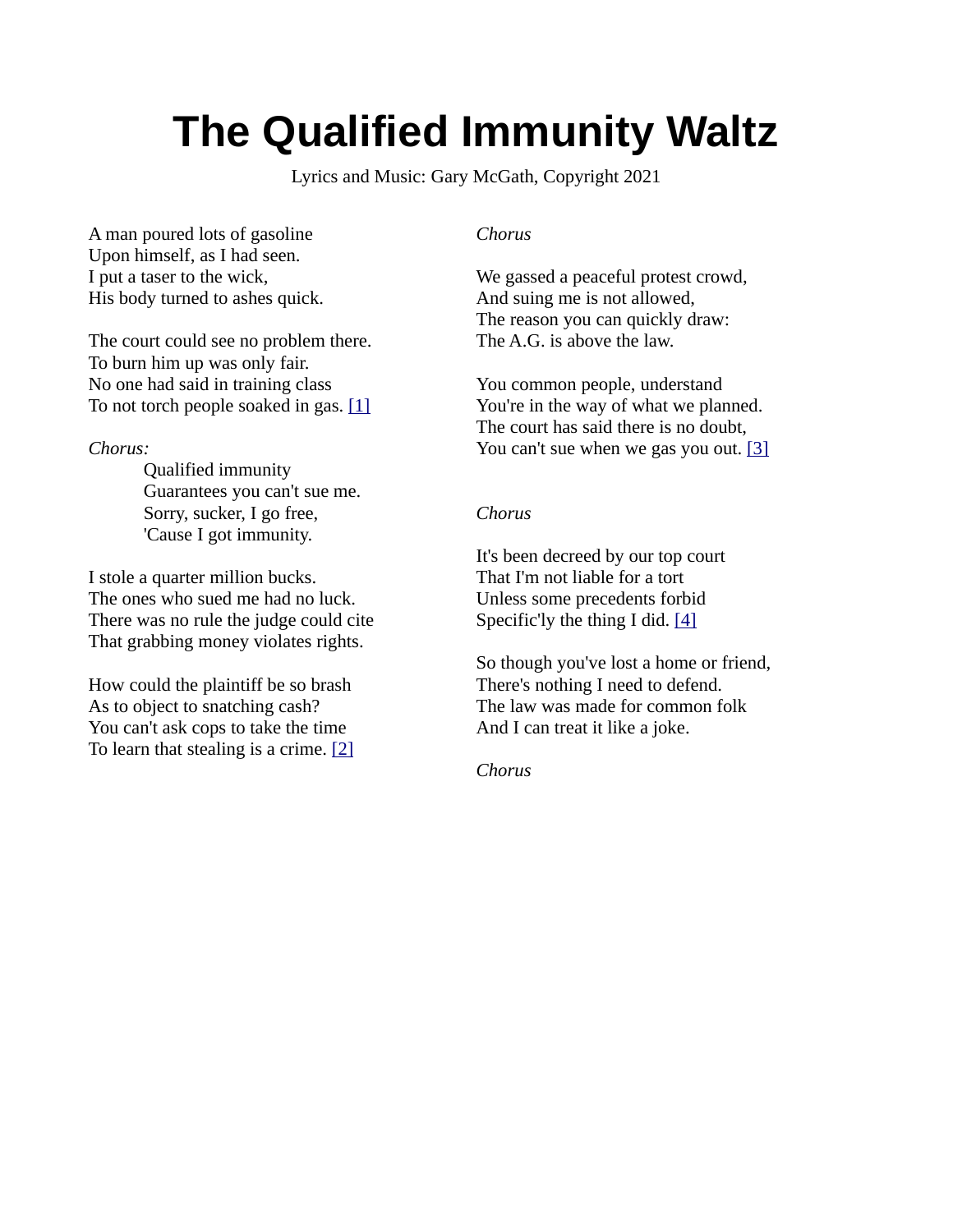# The Qualified Immunity Waltz

Lyrics and Music: Gary McGath, Copyright 2021

A man poured lots of gasoline
Upon himself, as I had seen.
I put a taser to the wick,
His body turned to ashes quick.

The court could see no problem there.
To burn him up was only fair.
No one had said in training class
To not torch people soaked in gas. [1]

*Chorus:*

> Qualified immunity
> Guarantees you can't sue me.
> Sorry, sucker, I go free,
> 'Cause I got immunity.

I stole a quarter million bucks.
The ones who sued me had no luck.
There was no rule the judge could cite
That grabbing money violates rights.

How could the plaintiff be so brash
As to object to snatching cash?
You can't ask cops to take the time
To learn that stealing is a crime. [2]

*Chorus*

We gassed a peaceful protest crowd,
And suing me is not allowed,
The reason you can quickly draw:
The A.G. is above the law.

You common people, understand
You're in the way of what we planned.
The court has said there is no doubt,
You can't sue when we gas you out. [3]

*Chorus*

It's been decreed by our top court
That I'm not liable for a tort
Unless some precedents forbid
Specific'ly the thing I did. [4]

So though you've lost a home or friend,
There's nothing I need to defend.
The law was made for common folk
And I can treat it like a joke.

*Chorus*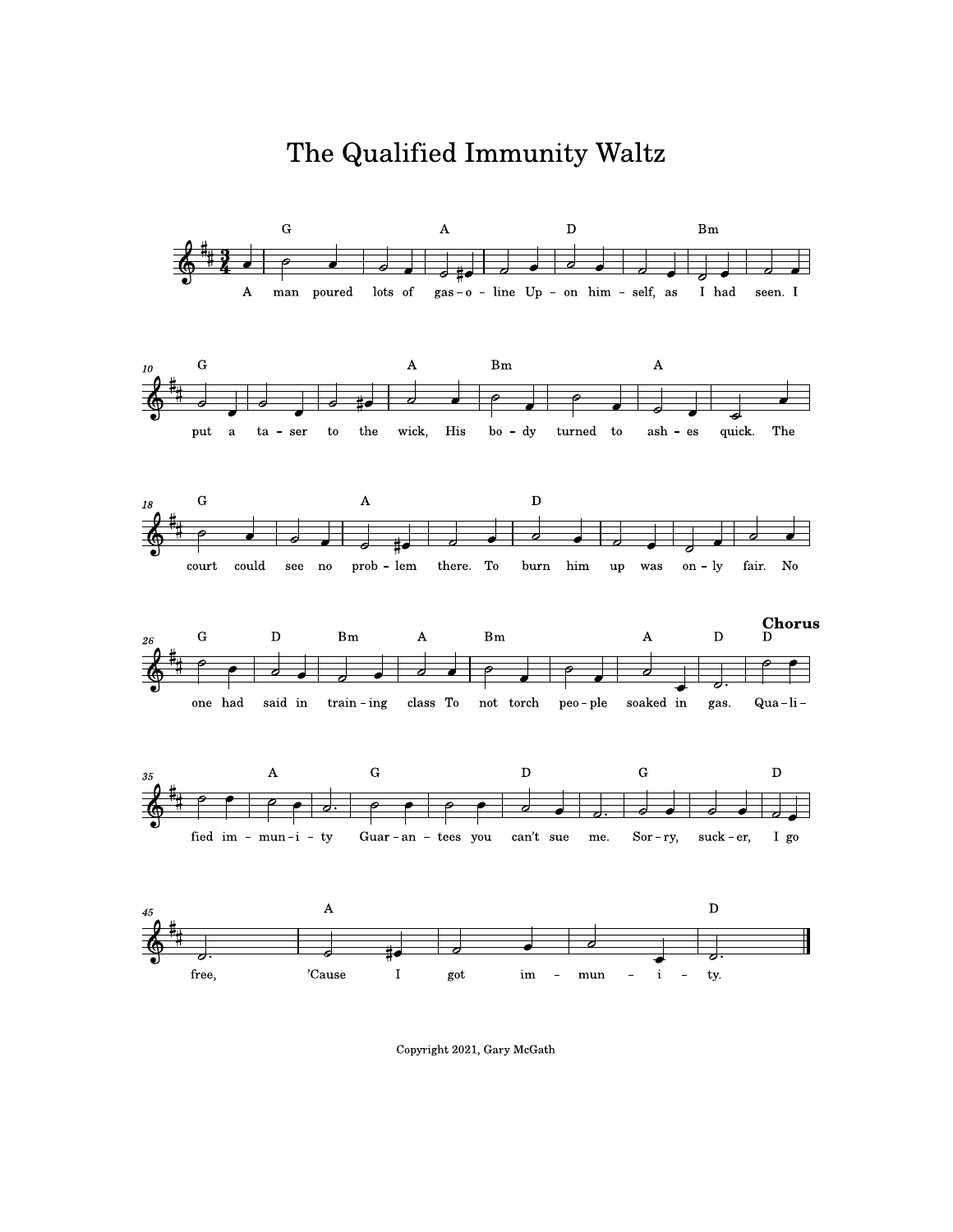# The Qualified Immunity Waltz

A man poured lots of gasoline
Upon himself, as I had seen.
I put a taser to the wick,
His body turned to ashes quick.
The court could see no problem there.
To burn him up was only fair.
No one had said in training class
To not torch people soaked in gas.

**Chorus**

Qualified immunity
Guarantees you can't sue me.
Sorry, sucker, I go free,
'Cause I got immunity.

Copyright 2021, Gary McGath